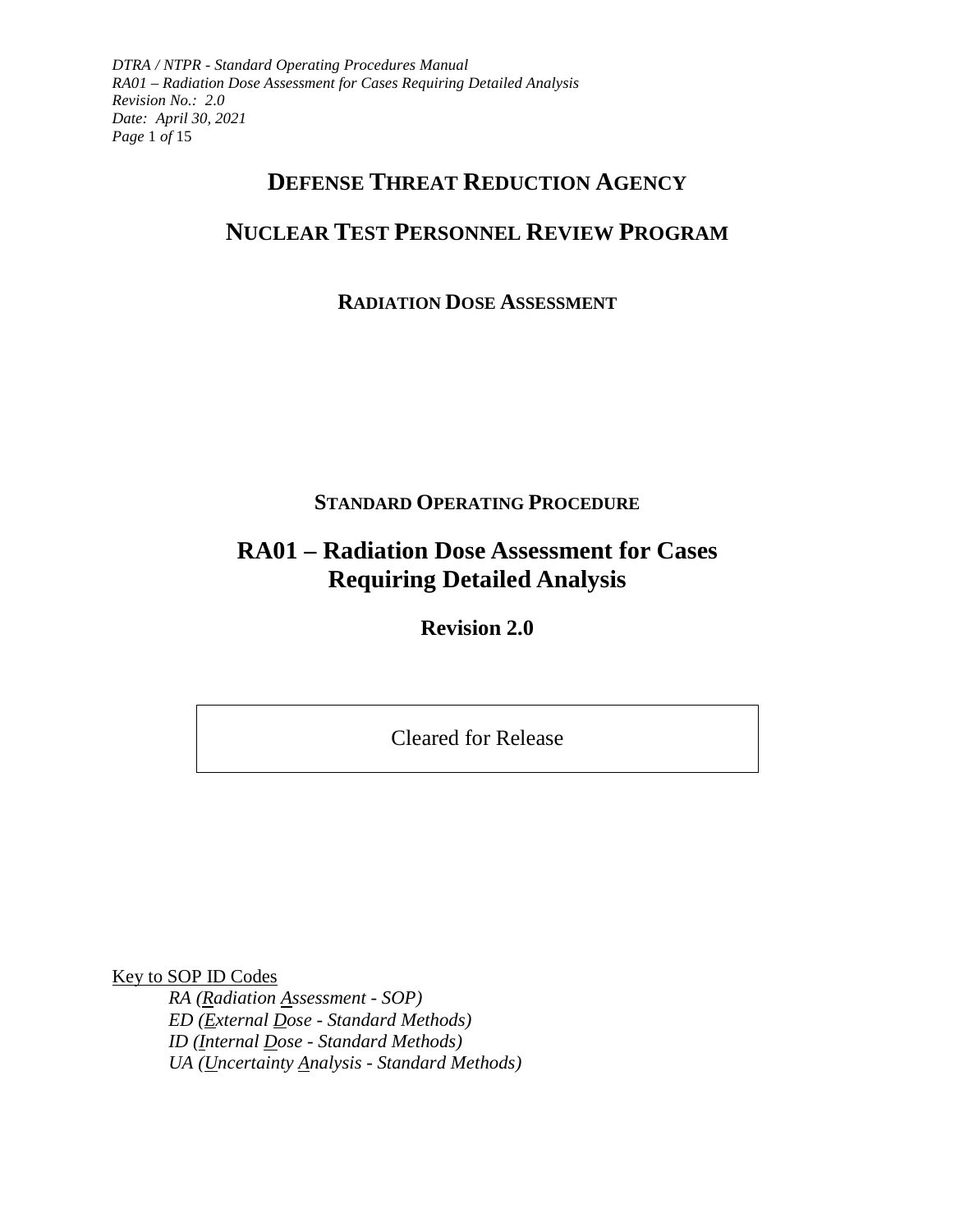# DEFENSE THREAT REDUCTION AGENCY

# NUCLEAR TEST PERSONNEL REVIEW PROGRAM

## RADIATION DOSE ASSESSMENT

### STANDARD OPERATING PROCEDURE

# RA01 – Radiation Dose Assessment for Cases Requiring Detailed Analysis

## Revision 2.0

Cleared for Release

Key to SOP ID Codes

*RA (Radiation Assessment - SOP)*
*ED (External Dose - Standard Methods)*
*ID (Internal Dose - Standard Methods)*
*UA (Uncertainty Analysis - Standard Methods)*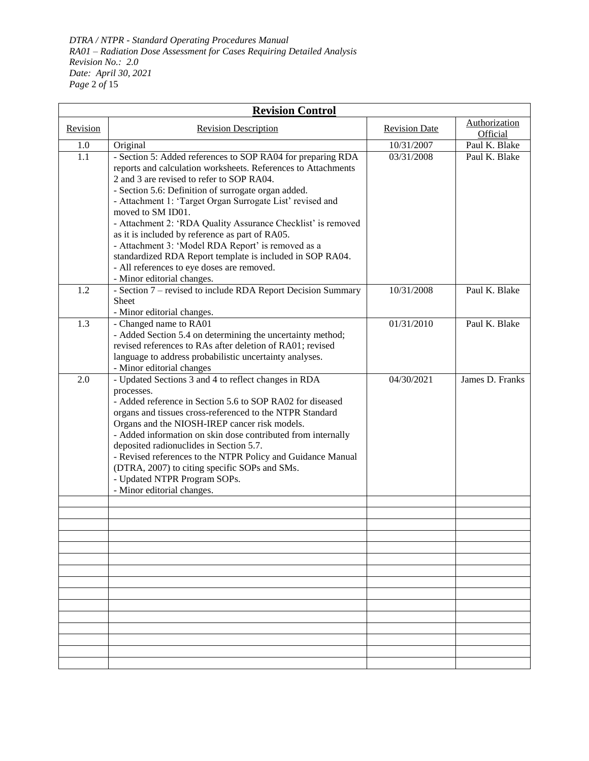| **Revision Control** | | | |
|---|---|---|---|
| Revision | Revision Description | Revision Date | Authorization Official |
| 1.0 | Original | 10/31/2007 | Paul K. Blake |
| 1.1 | - Section 5: Added references to SOP RA04 for preparing RDA reports and calculation worksheets. References to Attachments 2 and 3 are revised to refer to SOP RA04.<br>- Section 5.6: Definition of surrogate organ added.<br>- Attachment 1: 'Target Organ Surrogate List' revised and moved to SM ID01.<br>- Attachment 2: 'RDA Quality Assurance Checklist' is removed as it is included by reference as part of RA05.<br>- Attachment 3: 'Model RDA Report' is removed as a standardized RDA Report template is included in SOP RA04.<br>- All references to eye doses are removed.<br>- Minor editorial changes. | 03/31/2008 | Paul K. Blake |
| 1.2 | - Section 7 – revised to include RDA Report Decision Summary Sheet<br>- Minor editorial changes. | 10/31/2008 | Paul K. Blake |
| 1.3 | - Changed name to RA01<br>- Added Section 5.4 on determining the uncertainty method; revised references to RAs after deletion of RA01; revised language to address probabilistic uncertainty analyses.<br>- Minor editorial changes | 01/31/2010 | Paul K. Blake |
| 2.0 | - Updated Sections 3 and 4 to reflect changes in RDA processes.<br>- Added reference in Section 5.6 to SOP RA02 for diseased organs and tissues cross-referenced to the NTPR Standard Organs and the NIOSH-IREP cancer risk models.<br>- Added information on skin dose contributed from internally deposited radionuclides in Section 5.7.<br>- Revised references to the NTPR Policy and Guidance Manual (DTRA, 2007) to citing specific SOPs and SMs.<br>- Updated NTPR Program SOPs.<br>- Minor editorial changes. | 04/30/2021 | James D. Franks |
| | | | |
| | | | |
| | | | |
| | | | |
| | | | |
| | | | |
| | | | |
| | | | |
| | | | |
| | | | |
| | | | |
| | | | |
| | | | |
| | | | |
| | | | |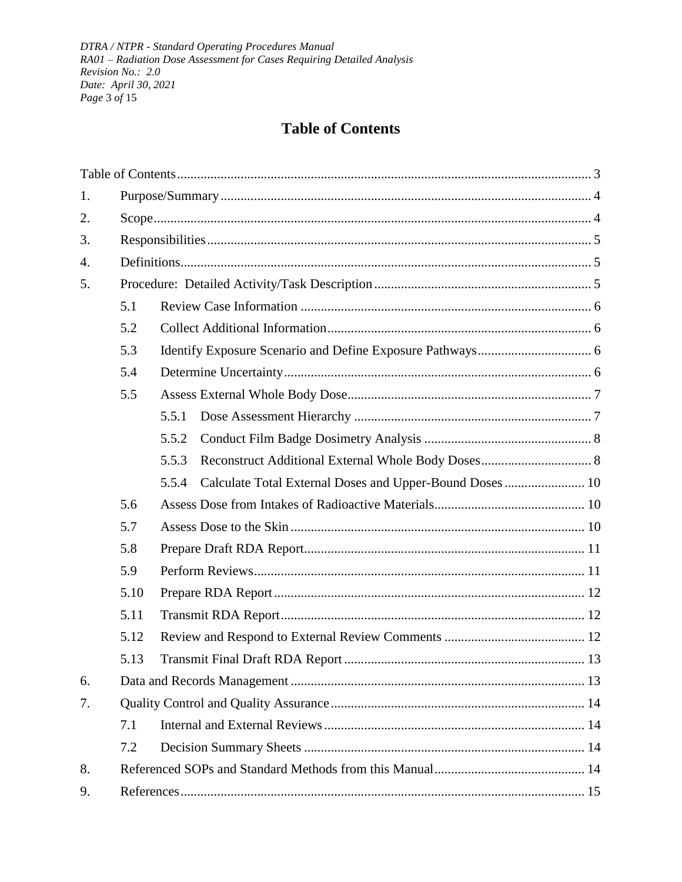# Table of Contents

Table of Contents ........................................................................................................ 3

1. Purpose/Summary ........................................................................................... 4
2. Scope ................................................................................................................ 4
3. Responsibilities ............................................................................................... 5
4. Definitions ....................................................................................................... 5
5. Procedure: Detailed Activity/Task Description .............................................. 5
   - 5.1 Review Case Information ...................................................................... 6
   - 5.2 Collect Additional Information .............................................................. 6
   - 5.3 Identify Exposure Scenario and Define Exposure Pathways .................. 6
   - 5.4 Determine Uncertainty ........................................................................... 6
   - 5.5 Assess External Whole Body Dose ........................................................ 7
     - 5.5.1 Dose Assessment Hierarchy ....................................................... 7
     - 5.5.2 Conduct Film Badge Dosimetry Analysis .................................. 8
     - 5.5.3 Reconstruct Additional External Whole Body Doses ................. 8
     - 5.5.4 Calculate Total External Doses and Upper-Bound Doses ........ 10
   - 5.6 Assess Dose from Intakes of Radioactive Materials ............................. 10
   - 5.7 Assess Dose to the Skin ....................................................................... 10
   - 5.8 Prepare Draft RDA Report ................................................................... 11
   - 5.9 Perform Reviews .................................................................................. 11
   - 5.10 Prepare RDA Report ........................................................................... 12
   - 5.11 Transmit RDA Report .......................................................................... 12
   - 5.12 Review and Respond to External Review Comments .......................... 12
   - 5.13 Transmit Final Draft RDA Report ........................................................ 13
6. Data and Records Management ..................................................................... 13
7. Quality Control and Quality Assurance ......................................................... 14
   - 7.1 Internal and External Reviews .............................................................. 14
   - 7.2 Decision Summary Sheets .................................................................... 14
8. Referenced SOPs and Standard Methods from this Manual ............................ 14
9. References ...................................................................................................... 15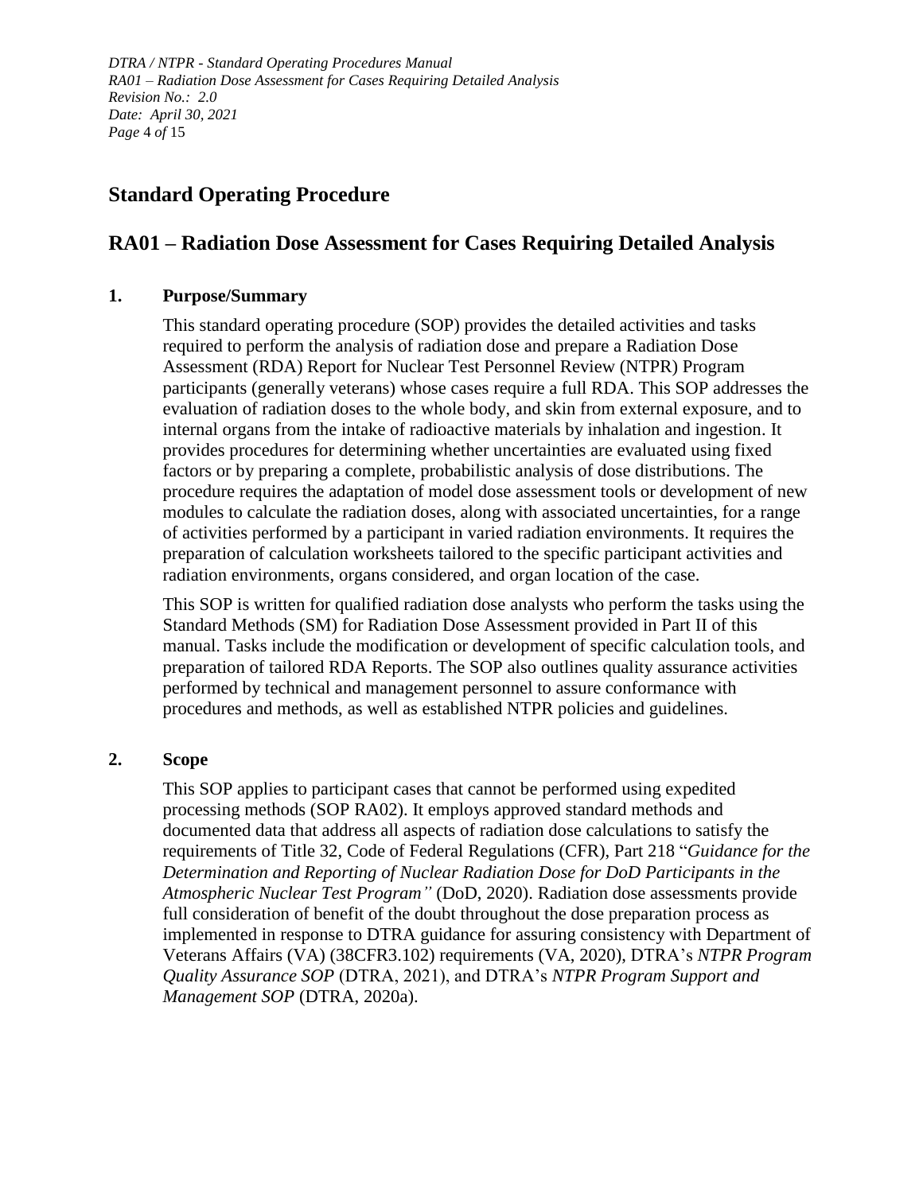# Standard Operating Procedure

# RA01 – Radiation Dose Assessment for Cases Requiring Detailed Analysis

## 1. Purpose/Summary

This standard operating procedure (SOP) provides the detailed activities and tasks required to perform the analysis of radiation dose and prepare a Radiation Dose Assessment (RDA) Report for Nuclear Test Personnel Review (NTPR) Program participants (generally veterans) whose cases require a full RDA. This SOP addresses the evaluation of radiation doses to the whole body, and skin from external exposure, and to internal organs from the intake of radioactive materials by inhalation and ingestion. It provides procedures for determining whether uncertainties are evaluated using fixed factors or by preparing a complete, probabilistic analysis of dose distributions. The procedure requires the adaptation of model dose assessment tools or development of new modules to calculate the radiation doses, along with associated uncertainties, for a range of activities performed by a participant in varied radiation environments. It requires the preparation of calculation worksheets tailored to the specific participant activities and radiation environments, organs considered, and organ location of the case.

This SOP is written for qualified radiation dose analysts who perform the tasks using the Standard Methods (SM) for Radiation Dose Assessment provided in Part II of this manual. Tasks include the modification or development of specific calculation tools, and preparation of tailored RDA Reports. The SOP also outlines quality assurance activities performed by technical and management personnel to assure conformance with procedures and methods, as well as established NTPR policies and guidelines.

## 2. Scope

This SOP applies to participant cases that cannot be performed using expedited processing methods (SOP RA02). It employs approved standard methods and documented data that address all aspects of radiation dose calculations to satisfy the requirements of Title 32, Code of Federal Regulations (CFR), Part 218 "*Guidance for the Determination and Reporting of Nuclear Radiation Dose for DoD Participants in the Atmospheric Nuclear Test Program"* (DoD, 2020). Radiation dose assessments provide full consideration of benefit of the doubt throughout the dose preparation process as implemented in response to DTRA guidance for assuring consistency with Department of Veterans Affairs (VA) (38CFR3.102) requirements (VA, 2020), DTRA's *NTPR Program Quality Assurance SOP* (DTRA, 2021), and DTRA's *NTPR Program Support and Management SOP* (DTRA, 2020a).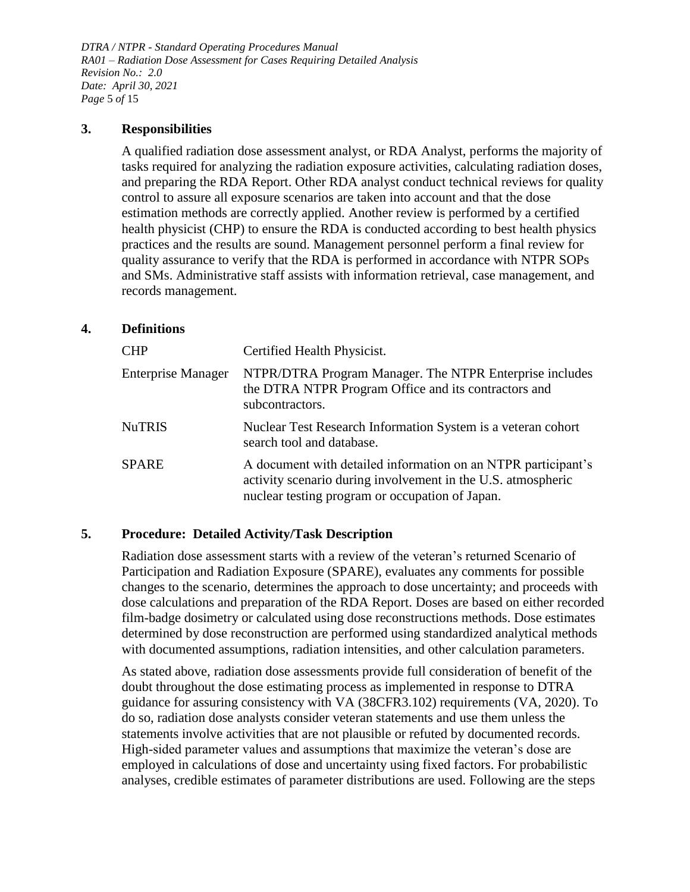## 3. Responsibilities

A qualified radiation dose assessment analyst, or RDA Analyst, performs the majority of tasks required for analyzing the radiation exposure activities, calculating radiation doses, and preparing the RDA Report. Other RDA analyst conduct technical reviews for quality control to assure all exposure scenarios are taken into account and that the dose estimation methods are correctly applied. Another review is performed by a certified health physicist (CHP) to ensure the RDA is conducted according to best health physics practices and the results are sound. Management personnel perform a final review for quality assurance to verify that the RDA is performed in accordance with NTPR SOPs and SMs. Administrative staff assists with information retrieval, case management, and records management.

## 4. Definitions

| | |
|---|---|
| CHP | Certified Health Physicist. |
| Enterprise Manager | NTPR/DTRA Program Manager. The NTPR Enterprise includes the DTRA NTPR Program Office and its contractors and subcontractors. |
| NuTRIS | Nuclear Test Research Information System is a veteran cohort search tool and database. |
| SPARE | A document with detailed information on an NTPR participant's activity scenario during involvement in the U.S. atmospheric nuclear testing program or occupation of Japan. |

## 5. Procedure: Detailed Activity/Task Description

Radiation dose assessment starts with a review of the veteran's returned Scenario of Participation and Radiation Exposure (SPARE), evaluates any comments for possible changes to the scenario, determines the approach to dose uncertainty; and proceeds with dose calculations and preparation of the RDA Report. Doses are based on either recorded film-badge dosimetry or calculated using dose reconstructions methods. Dose estimates determined by dose reconstruction are performed using standardized analytical methods with documented assumptions, radiation intensities, and other calculation parameters.

As stated above, radiation dose assessments provide full consideration of benefit of the doubt throughout the dose estimating process as implemented in response to DTRA guidance for assuring consistency with VA (38CFR3.102) requirements (VA, 2020). To do so, radiation dose analysts consider veteran statements and use them unless the statements involve activities that are not plausible or refuted by documented records. High-sided parameter values and assumptions that maximize the veteran's dose are employed in calculations of dose and uncertainty using fixed factors. For probabilistic analyses, credible estimates of parameter distributions are used. Following are the steps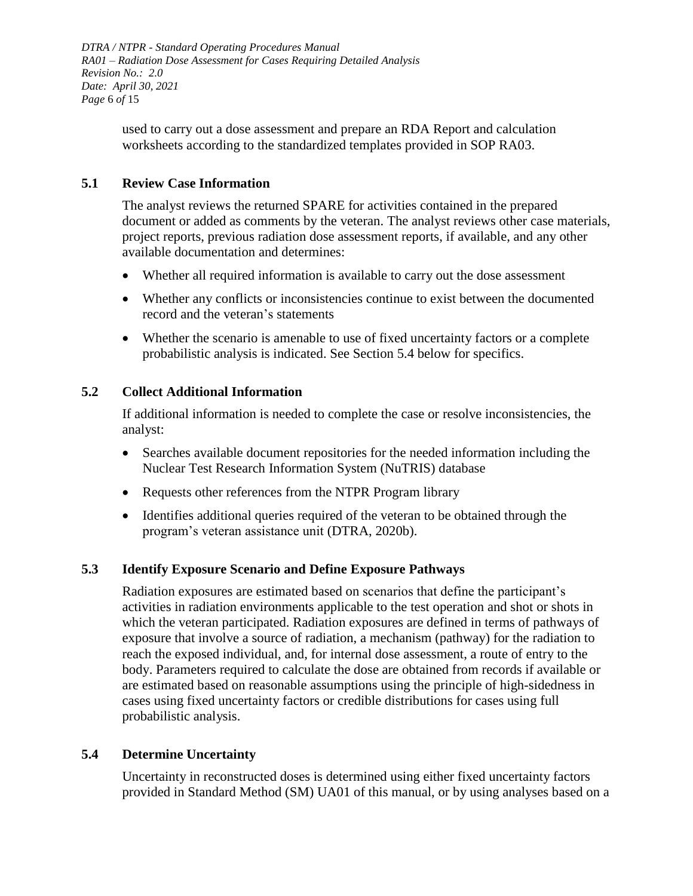used to carry out a dose assessment and prepare an RDA Report and calculation worksheets according to the standardized templates provided in SOP RA03.

## 5.1 Review Case Information

The analyst reviews the returned SPARE for activities contained in the prepared document or added as comments by the veteran. The analyst reviews other case materials, project reports, previous radiation dose assessment reports, if available, and any other available documentation and determines:

- Whether all required information is available to carry out the dose assessment
- Whether any conflicts or inconsistencies continue to exist between the documented record and the veteran's statements
- Whether the scenario is amenable to use of fixed uncertainty factors or a complete probabilistic analysis is indicated. See Section 5.4 below for specifics.

## 5.2 Collect Additional Information

If additional information is needed to complete the case or resolve inconsistencies, the analyst:

- Searches available document repositories for the needed information including the Nuclear Test Research Information System (NuTRIS) database
- Requests other references from the NTPR Program library
- Identifies additional queries required of the veteran to be obtained through the program's veteran assistance unit (DTRA, 2020b).

## 5.3 Identify Exposure Scenario and Define Exposure Pathways

Radiation exposures are estimated based on scenarios that define the participant's activities in radiation environments applicable to the test operation and shot or shots in which the veteran participated. Radiation exposures are defined in terms of pathways of exposure that involve a source of radiation, a mechanism (pathway) for the radiation to reach the exposed individual, and, for internal dose assessment, a route of entry to the body. Parameters required to calculate the dose are obtained from records if available or are estimated based on reasonable assumptions using the principle of high-sidedness in cases using fixed uncertainty factors or credible distributions for cases using full probabilistic analysis.

## 5.4 Determine Uncertainty

Uncertainty in reconstructed doses is determined using either fixed uncertainty factors provided in Standard Method (SM) UA01 of this manual, or by using analyses based on a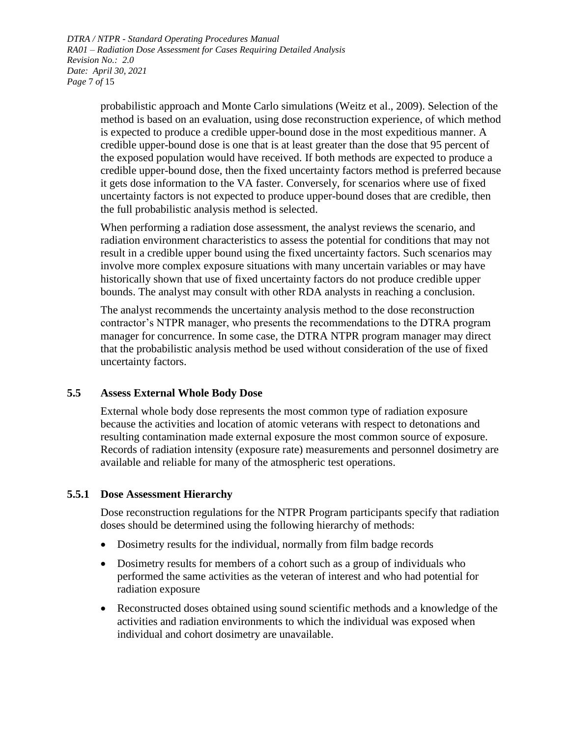probabilistic approach and Monte Carlo simulations (Weitz et al., 2009). Selection of the method is based on an evaluation, using dose reconstruction experience, of which method is expected to produce a credible upper-bound dose in the most expeditious manner. A credible upper-bound dose is one that is at least greater than the dose that 95 percent of the exposed population would have received. If both methods are expected to produce a credible upper-bound dose, then the fixed uncertainty factors method is preferred because it gets dose information to the VA faster. Conversely, for scenarios where use of fixed uncertainty factors is not expected to produce upper-bound doses that are credible, then the full probabilistic analysis method is selected.

When performing a radiation dose assessment, the analyst reviews the scenario, and radiation environment characteristics to assess the potential for conditions that may not result in a credible upper bound using the fixed uncertainty factors. Such scenarios may involve more complex exposure situations with many uncertain variables or may have historically shown that use of fixed uncertainty factors do not produce credible upper bounds. The analyst may consult with other RDA analysts in reaching a conclusion.

The analyst recommends the uncertainty analysis method to the dose reconstruction contractor's NTPR manager, who presents the recommendations to the DTRA program manager for concurrence. In some case, the DTRA NTPR program manager may direct that the probabilistic analysis method be used without consideration of the use of fixed uncertainty factors.

## 5.5 Assess External Whole Body Dose

External whole body dose represents the most common type of radiation exposure because the activities and location of atomic veterans with respect to detonations and resulting contamination made external exposure the most common source of exposure. Records of radiation intensity (exposure rate) measurements and personnel dosimetry are available and reliable for many of the atmospheric test operations.

### 5.5.1 Dose Assessment Hierarchy

Dose reconstruction regulations for the NTPR Program participants specify that radiation doses should be determined using the following hierarchy of methods:

- Dosimetry results for the individual, normally from film badge records
- Dosimetry results for members of a cohort such as a group of individuals who performed the same activities as the veteran of interest and who had potential for radiation exposure
- Reconstructed doses obtained using sound scientific methods and a knowledge of the activities and radiation environments to which the individual was exposed when individual and cohort dosimetry are unavailable.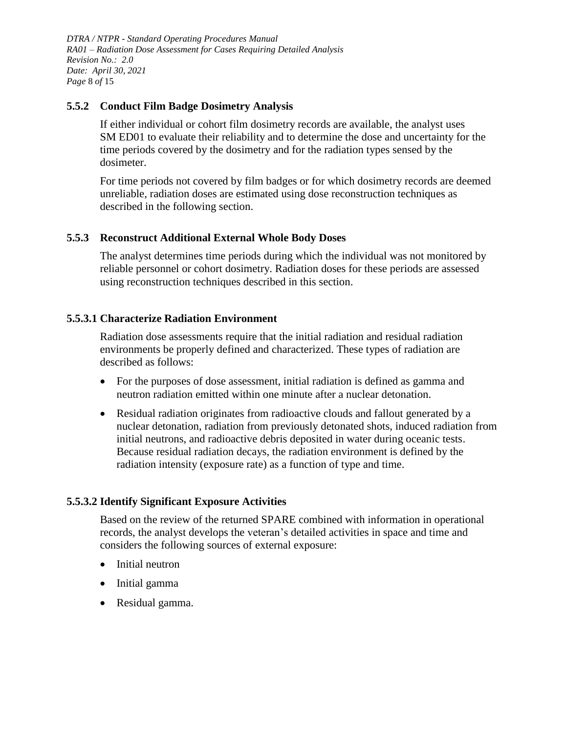### 5.5.2 Conduct Film Badge Dosimetry Analysis

If either individual or cohort film dosimetry records are available, the analyst uses SM ED01 to evaluate their reliability and to determine the dose and uncertainty for the time periods covered by the dosimetry and for the radiation types sensed by the dosimeter.

For time periods not covered by film badges or for which dosimetry records are deemed unreliable, radiation doses are estimated using dose reconstruction techniques as described in the following section.

### 5.5.3 Reconstruct Additional External Whole Body Doses

The analyst determines time periods during which the individual was not monitored by reliable personnel or cohort dosimetry. Radiation doses for these periods are assessed using reconstruction techniques described in this section.

#### 5.5.3.1 Characterize Radiation Environment

Radiation dose assessments require that the initial radiation and residual radiation environments be properly defined and characterized. These types of radiation are described as follows:

- For the purposes of dose assessment, initial radiation is defined as gamma and neutron radiation emitted within one minute after a nuclear detonation.
- Residual radiation originates from radioactive clouds and fallout generated by a nuclear detonation, radiation from previously detonated shots, induced radiation from initial neutrons, and radioactive debris deposited in water during oceanic tests. Because residual radiation decays, the radiation environment is defined by the radiation intensity (exposure rate) as a function of type and time.

#### 5.5.3.2 Identify Significant Exposure Activities

Based on the review of the returned SPARE combined with information in operational records, the analyst develops the veteran's detailed activities in space and time and considers the following sources of external exposure:

- Initial neutron
- Initial gamma
- Residual gamma.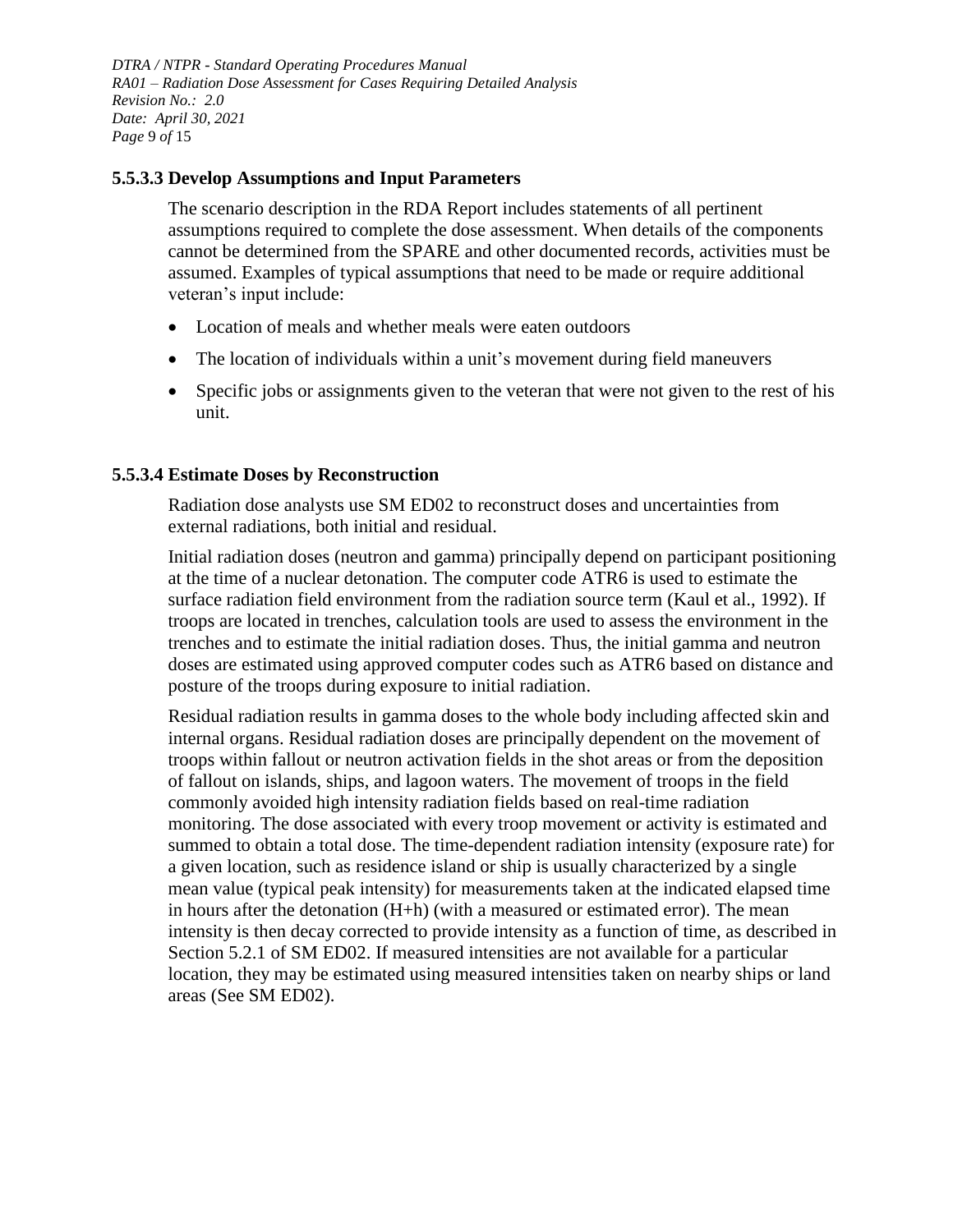#### 5.5.3.3 Develop Assumptions and Input Parameters

The scenario description in the RDA Report includes statements of all pertinent assumptions required to complete the dose assessment. When details of the components cannot be determined from the SPARE and other documented records, activities must be assumed. Examples of typical assumptions that need to be made or require additional veteran's input include:

- Location of meals and whether meals were eaten outdoors
- The location of individuals within a unit's movement during field maneuvers
- Specific jobs or assignments given to the veteran that were not given to the rest of his unit.

#### 5.5.3.4 Estimate Doses by Reconstruction

Radiation dose analysts use SM ED02 to reconstruct doses and uncertainties from external radiations, both initial and residual.

Initial radiation doses (neutron and gamma) principally depend on participant positioning at the time of a nuclear detonation. The computer code ATR6 is used to estimate the surface radiation field environment from the radiation source term (Kaul et al., 1992). If troops are located in trenches, calculation tools are used to assess the environment in the trenches and to estimate the initial radiation doses. Thus, the initial gamma and neutron doses are estimated using approved computer codes such as ATR6 based on distance and posture of the troops during exposure to initial radiation.

Residual radiation results in gamma doses to the whole body including affected skin and internal organs. Residual radiation doses are principally dependent on the movement of troops within fallout or neutron activation fields in the shot areas or from the deposition of fallout on islands, ships, and lagoon waters. The movement of troops in the field commonly avoided high intensity radiation fields based on real-time radiation monitoring. The dose associated with every troop movement or activity is estimated and summed to obtain a total dose. The time-dependent radiation intensity (exposure rate) for a given location, such as residence island or ship is usually characterized by a single mean value (typical peak intensity) for measurements taken at the indicated elapsed time in hours after the detonation (H+h) (with a measured or estimated error). The mean intensity is then decay corrected to provide intensity as a function of time, as described in Section 5.2.1 of SM ED02. If measured intensities are not available for a particular location, they may be estimated using measured intensities taken on nearby ships or land areas (See SM ED02).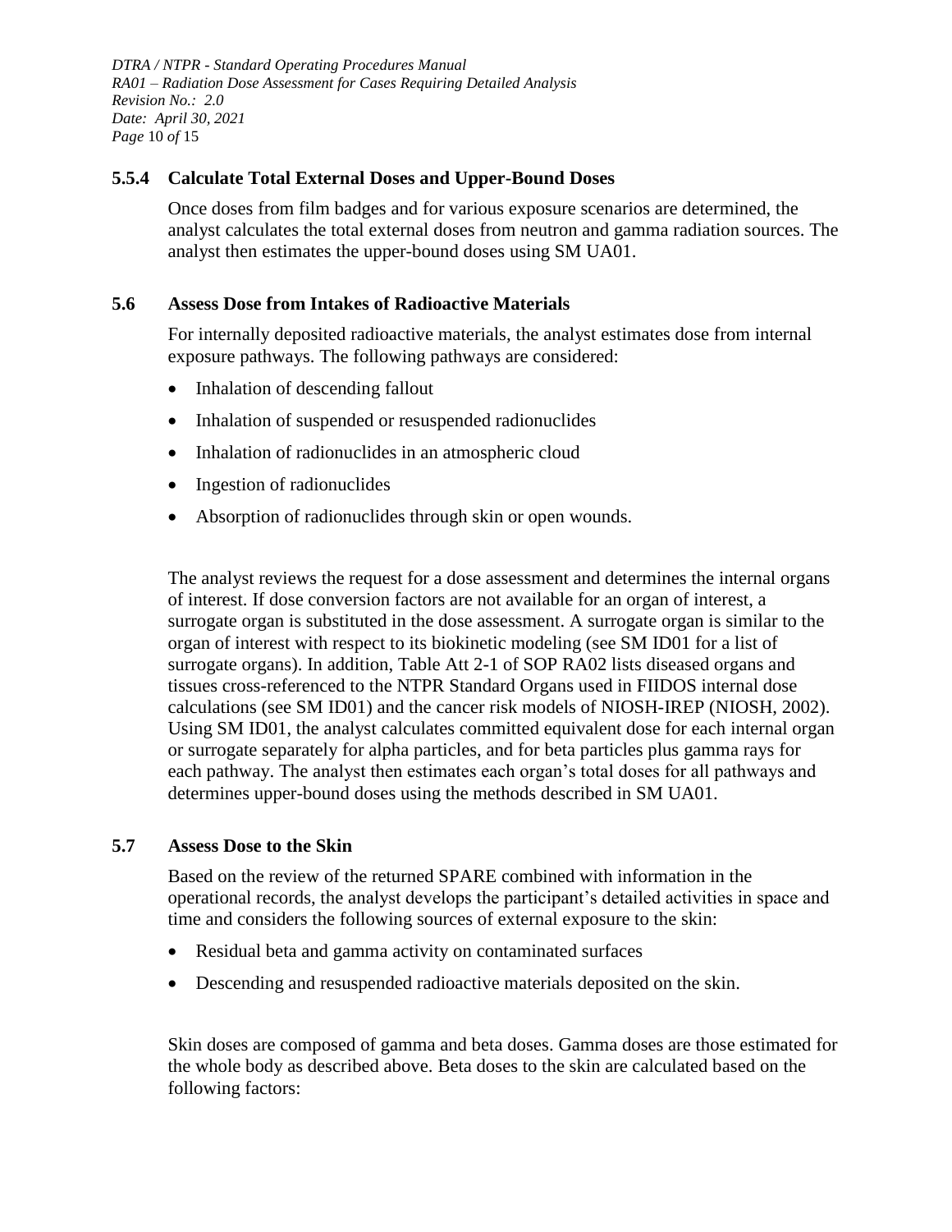### 5.5.4 Calculate Total External Doses and Upper-Bound Doses

Once doses from film badges and for various exposure scenarios are determined, the analyst calculates the total external doses from neutron and gamma radiation sources. The analyst then estimates the upper-bound doses using SM UA01.

### 5.6 Assess Dose from Intakes of Radioactive Materials

For internally deposited radioactive materials, the analyst estimates dose from internal exposure pathways. The following pathways are considered:

- Inhalation of descending fallout
- Inhalation of suspended or resuspended radionuclides
- Inhalation of radionuclides in an atmospheric cloud
- Ingestion of radionuclides
- Absorption of radionuclides through skin or open wounds.

The analyst reviews the request for a dose assessment and determines the internal organs of interest. If dose conversion factors are not available for an organ of interest, a surrogate organ is substituted in the dose assessment. A surrogate organ is similar to the organ of interest with respect to its biokinetic modeling (see SM ID01 for a list of surrogate organs). In addition, Table Att 2-1 of SOP RA02 lists diseased organs and tissues cross-referenced to the NTPR Standard Organs used in FIIDOS internal dose calculations (see SM ID01) and the cancer risk models of NIOSH-IREP (NIOSH, 2002). Using SM ID01, the analyst calculates committed equivalent dose for each internal organ or surrogate separately for alpha particles, and for beta particles plus gamma rays for each pathway. The analyst then estimates each organ's total doses for all pathways and determines upper-bound doses using the methods described in SM UA01.

### 5.7 Assess Dose to the Skin

Based on the review of the returned SPARE combined with information in the operational records, the analyst develops the participant's detailed activities in space and time and considers the following sources of external exposure to the skin:

- Residual beta and gamma activity on contaminated surfaces
- Descending and resuspended radioactive materials deposited on the skin.

Skin doses are composed of gamma and beta doses. Gamma doses are those estimated for the whole body as described above. Beta doses to the skin are calculated based on the following factors: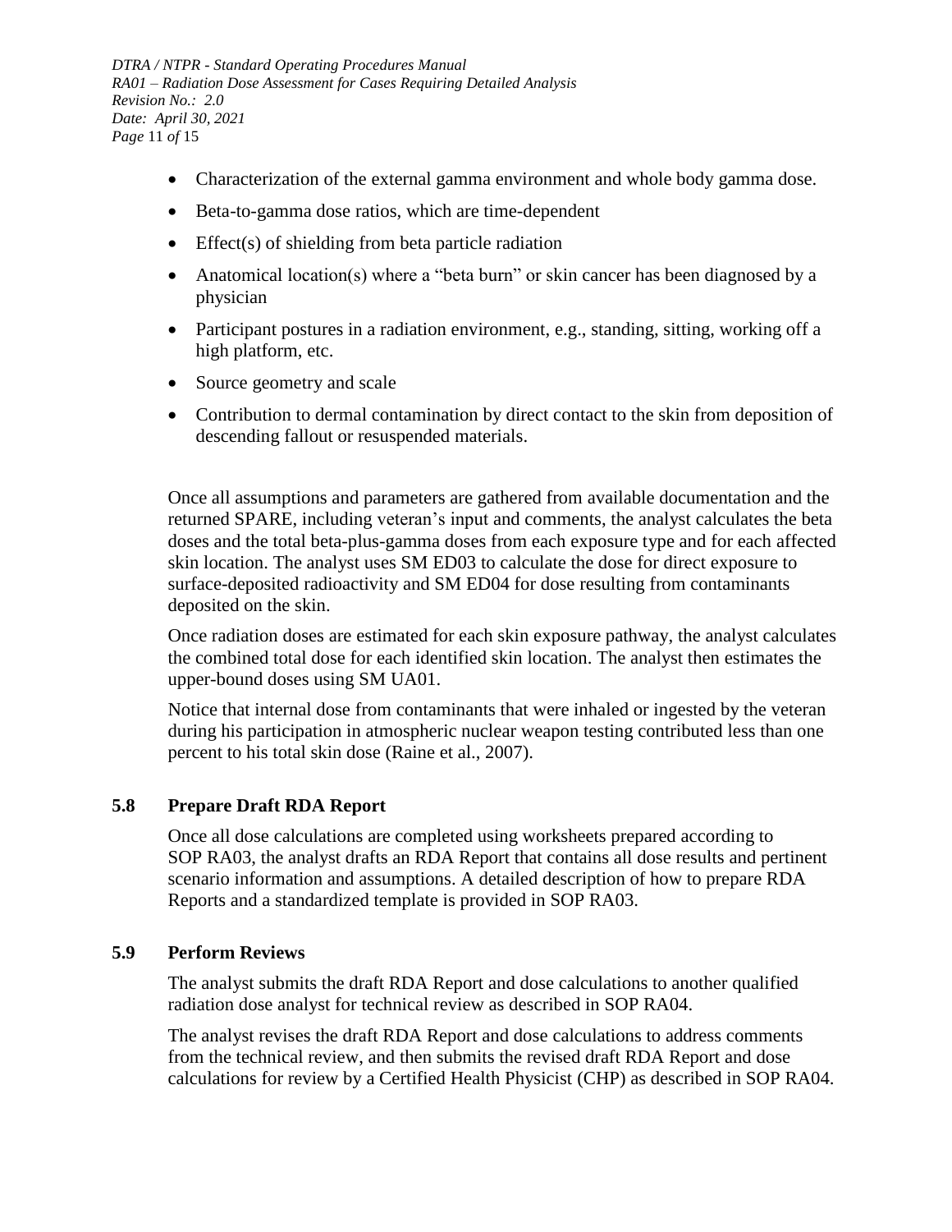- Characterization of the external gamma environment and whole body gamma dose.
- Beta-to-gamma dose ratios, which are time-dependent
- Effect(s) of shielding from beta particle radiation
- Anatomical location(s) where a "beta burn" or skin cancer has been diagnosed by a physician
- Participant postures in a radiation environment, e.g., standing, sitting, working off a high platform, etc.
- Source geometry and scale
- Contribution to dermal contamination by direct contact to the skin from deposition of descending fallout or resuspended materials.

Once all assumptions and parameters are gathered from available documentation and the returned SPARE, including veteran's input and comments, the analyst calculates the beta doses and the total beta-plus-gamma doses from each exposure type and for each affected skin location. The analyst uses SM ED03 to calculate the dose for direct exposure to surface-deposited radioactivity and SM ED04 for dose resulting from contaminants deposited on the skin.

Once radiation doses are estimated for each skin exposure pathway, the analyst calculates the combined total dose for each identified skin location. The analyst then estimates the upper-bound doses using SM UA01.

Notice that internal dose from contaminants that were inhaled or ingested by the veteran during his participation in atmospheric nuclear weapon testing contributed less than one percent to his total skin dose (Raine et al., 2007).

## 5.8 Prepare Draft RDA Report

Once all dose calculations are completed using worksheets prepared according to SOP RA03, the analyst drafts an RDA Report that contains all dose results and pertinent scenario information and assumptions. A detailed description of how to prepare RDA Reports and a standardized template is provided in SOP RA03.

## 5.9 Perform Reviews

The analyst submits the draft RDA Report and dose calculations to another qualified radiation dose analyst for technical review as described in SOP RA04.

The analyst revises the draft RDA Report and dose calculations to address comments from the technical review, and then submits the revised draft RDA Report and dose calculations for review by a Certified Health Physicist (CHP) as described in SOP RA04.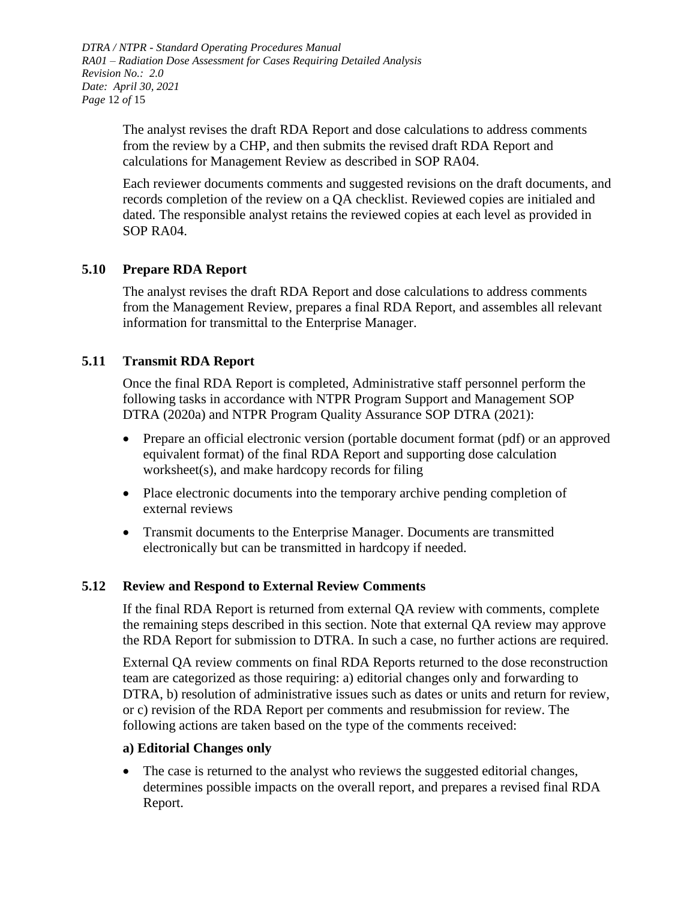The analyst revises the draft RDA Report and dose calculations to address comments from the review by a CHP, and then submits the revised draft RDA Report and calculations for Management Review as described in SOP RA04.

Each reviewer documents comments and suggested revisions on the draft documents, and records completion of the review on a QA checklist. Reviewed copies are initialed and dated. The responsible analyst retains the reviewed copies at each level as provided in SOP RA04.

## 5.10 Prepare RDA Report

The analyst revises the draft RDA Report and dose calculations to address comments from the Management Review, prepares a final RDA Report, and assembles all relevant information for transmittal to the Enterprise Manager.

## 5.11 Transmit RDA Report

Once the final RDA Report is completed, Administrative staff personnel perform the following tasks in accordance with NTPR Program Support and Management SOP DTRA (2020a) and NTPR Program Quality Assurance SOP DTRA (2021):

- Prepare an official electronic version (portable document format (pdf) or an approved equivalent format) of the final RDA Report and supporting dose calculation worksheet(s), and make hardcopy records for filing
- Place electronic documents into the temporary archive pending completion of external reviews
- Transmit documents to the Enterprise Manager. Documents are transmitted electronically but can be transmitted in hardcopy if needed.

## 5.12 Review and Respond to External Review Comments

If the final RDA Report is returned from external QA review with comments, complete the remaining steps described in this section. Note that external QA review may approve the RDA Report for submission to DTRA. In such a case, no further actions are required.

External QA review comments on final RDA Reports returned to the dose reconstruction team are categorized as those requiring: a) editorial changes only and forwarding to DTRA, b) resolution of administrative issues such as dates or units and return for review, or c) revision of the RDA Report per comments and resubmission for review. The following actions are taken based on the type of the comments received:

**a) Editorial Changes only**

- The case is returned to the analyst who reviews the suggested editorial changes, determines possible impacts on the overall report, and prepares a revised final RDA Report.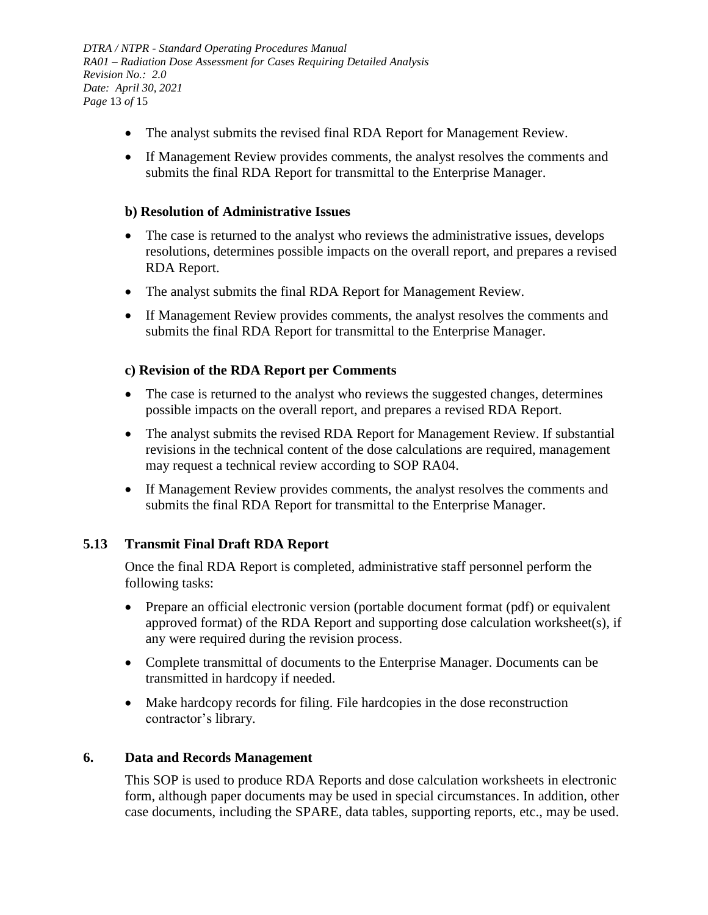- The analyst submits the revised final RDA Report for Management Review.
- If Management Review provides comments, the analyst resolves the comments and submits the final RDA Report for transmittal to the Enterprise Manager.

**b) Resolution of Administrative Issues**

- The case is returned to the analyst who reviews the administrative issues, develops resolutions, determines possible impacts on the overall report, and prepares a revised RDA Report.
- The analyst submits the final RDA Report for Management Review.
- If Management Review provides comments, the analyst resolves the comments and submits the final RDA Report for transmittal to the Enterprise Manager.

**c) Revision of the RDA Report per Comments**

- The case is returned to the analyst who reviews the suggested changes, determines possible impacts on the overall report, and prepares a revised RDA Report.
- The analyst submits the revised RDA Report for Management Review. If substantial revisions in the technical content of the dose calculations are required, management may request a technical review according to SOP RA04.
- If Management Review provides comments, the analyst resolves the comments and submits the final RDA Report for transmittal to the Enterprise Manager.

### 5.13 Transmit Final Draft RDA Report

Once the final RDA Report is completed, administrative staff personnel perform the following tasks:

- Prepare an official electronic version (portable document format (pdf) or equivalent approved format) of the RDA Report and supporting dose calculation worksheet(s), if any were required during the revision process.
- Complete transmittal of documents to the Enterprise Manager. Documents can be transmitted in hardcopy if needed.
- Make hardcopy records for filing. File hardcopies in the dose reconstruction contractor's library.

## 6. Data and Records Management

This SOP is used to produce RDA Reports and dose calculation worksheets in electronic form, although paper documents may be used in special circumstances. In addition, other case documents, including the SPARE, data tables, supporting reports, etc., may be used.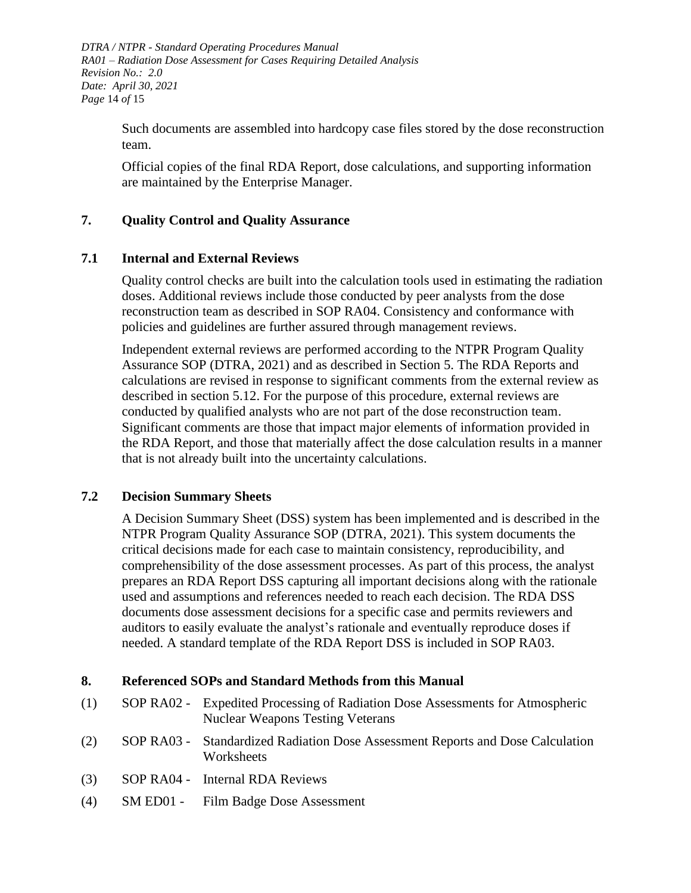Such documents are assembled into hardcopy case files stored by the dose reconstruction team.

Official copies of the final RDA Report, dose calculations, and supporting information are maintained by the Enterprise Manager.

## 7. Quality Control and Quality Assurance

### 7.1 Internal and External Reviews

Quality control checks are built into the calculation tools used in estimating the radiation doses. Additional reviews include those conducted by peer analysts from the dose reconstruction team as described in SOP RA04. Consistency and conformance with policies and guidelines are further assured through management reviews.

Independent external reviews are performed according to the NTPR Program Quality Assurance SOP (DTRA, 2021) and as described in Section 5. The RDA Reports and calculations are revised in response to significant comments from the external review as described in section 5.12. For the purpose of this procedure, external reviews are conducted by qualified analysts who are not part of the dose reconstruction team. Significant comments are those that impact major elements of information provided in the RDA Report, and those that materially affect the dose calculation results in a manner that is not already built into the uncertainty calculations.

### 7.2 Decision Summary Sheets

A Decision Summary Sheet (DSS) system has been implemented and is described in the NTPR Program Quality Assurance SOP (DTRA, 2021). This system documents the critical decisions made for each case to maintain consistency, reproducibility, and comprehensibility of the dose assessment processes. As part of this process, the analyst prepares an RDA Report DSS capturing all important decisions along with the rationale used and assumptions and references needed to reach each decision. The RDA DSS documents dose assessment decisions for a specific case and permits reviewers and auditors to easily evaluate the analyst's rationale and eventually reproduce doses if needed. A standard template of the RDA Report DSS is included in SOP RA03.

## 8. Referenced SOPs and Standard Methods from this Manual

(1) SOP RA02 - Expedited Processing of Radiation Dose Assessments for Atmospheric Nuclear Weapons Testing Veterans

(2) SOP RA03 - Standardized Radiation Dose Assessment Reports and Dose Calculation Worksheets

(3) SOP RA04 - Internal RDA Reviews

(4) SM ED01 - Film Badge Dose Assessment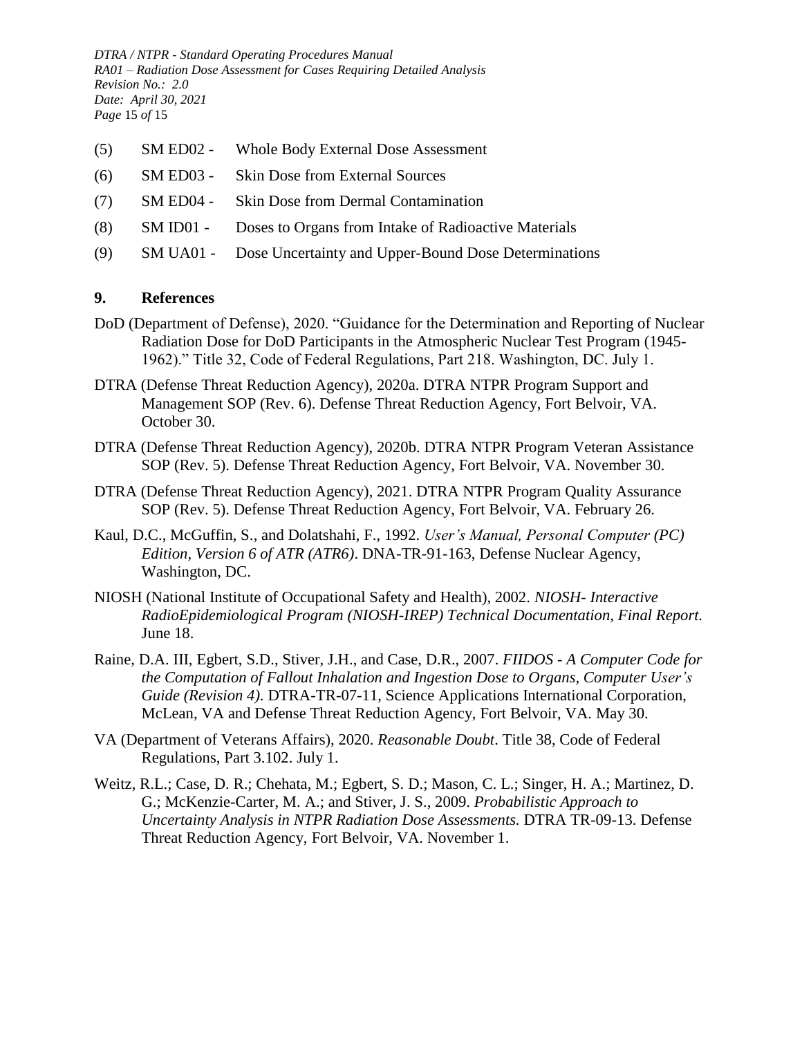(5) SM ED02 - Whole Body External Dose Assessment

(6) SM ED03 - Skin Dose from External Sources

(7) SM ED04 - Skin Dose from Dermal Contamination

(8) SM ID01 - Doses to Organs from Intake of Radioactive Materials

(9) SM UA01 - Dose Uncertainty and Upper-Bound Dose Determinations

## 9. References

DoD (Department of Defense), 2020. "Guidance for the Determination and Reporting of Nuclear Radiation Dose for DoD Participants in the Atmospheric Nuclear Test Program (1945-1962)." Title 32, Code of Federal Regulations, Part 218. Washington, DC. July 1.

DTRA (Defense Threat Reduction Agency), 2020a. DTRA NTPR Program Support and Management SOP (Rev. 6). Defense Threat Reduction Agency, Fort Belvoir, VA. October 30.

DTRA (Defense Threat Reduction Agency), 2020b. DTRA NTPR Program Veteran Assistance SOP (Rev. 5). Defense Threat Reduction Agency, Fort Belvoir, VA. November 30.

DTRA (Defense Threat Reduction Agency), 2021. DTRA NTPR Program Quality Assurance SOP (Rev. 5). Defense Threat Reduction Agency, Fort Belvoir, VA. February 26.

Kaul, D.C., McGuffin, S., and Dolatshahi, F., 1992. *User's Manual, Personal Computer (PC) Edition, Version 6 of ATR (ATR6)*. DNA-TR-91-163, Defense Nuclear Agency, Washington, DC.

NIOSH (National Institute of Occupational Safety and Health), 2002. *NIOSH- Interactive RadioEpidemiological Program (NIOSH-IREP) Technical Documentation, Final Report.* June 18.

Raine, D.A. III, Egbert, S.D., Stiver, J.H., and Case, D.R., 2007. *FIIDOS - A Computer Code for the Computation of Fallout Inhalation and Ingestion Dose to Organs, Computer User's Guide (Revision 4).* DTRA-TR-07-11, Science Applications International Corporation, McLean, VA and Defense Threat Reduction Agency, Fort Belvoir, VA. May 30.

VA (Department of Veterans Affairs), 2020. *Reasonable Doubt*. Title 38, Code of Federal Regulations, Part 3.102. July 1.

Weitz, R.L.; Case, D. R.; Chehata, M.; Egbert, S. D.; Mason, C. L.; Singer, H. A.; Martinez, D. G.; McKenzie-Carter, M. A.; and Stiver, J. S., 2009. *Probabilistic Approach to Uncertainty Analysis in NTPR Radiation Dose Assessments.* DTRA TR-09-13. Defense Threat Reduction Agency, Fort Belvoir, VA. November 1.